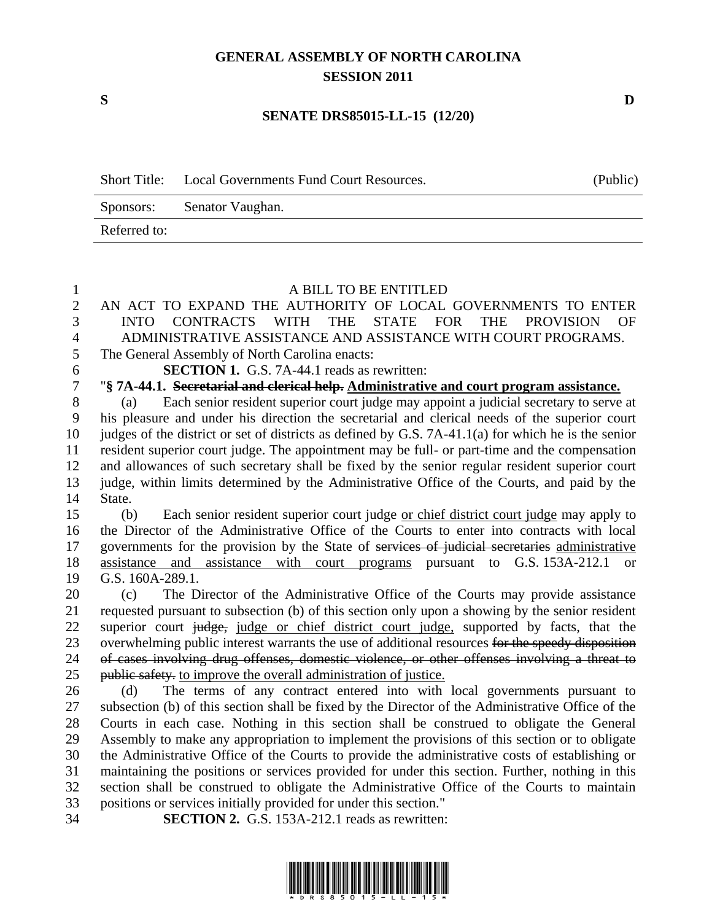# GENERAL ASSEMBLY OF NORTH CAROLINA
## SESSION 2011

**S** **D**

**SENATE DRS85015-LL-15 (12/20)**

| Short Title: | Local Governments Fund Court Resources. | (Public) |
| --- | --- | --- |
| Sponsors: | Senator Vaughan. | |
| Referred to: | | |

A BILL TO BE ENTITLED

AN ACT TO EXPAND THE AUTHORITY OF LOCAL GOVERNMENTS TO ENTER INTO CONTRACTS WITH THE STATE FOR THE PROVISION OF ADMINISTRATIVE ASSISTANCE AND ASSISTANCE WITH COURT PROGRAMS.

The General Assembly of North Carolina enacts:

**SECTION 1.** G.S. 7A-44.1 reads as rewritten:

"**§ 7A-44.1. ~~Secretarial and clerical help.~~ <u>Administrative and court program assistance.</u>**

(a) Each senior resident superior court judge may appoint a judicial secretary to serve at his pleasure and under his direction the secretarial and clerical needs of the superior court judges of the district or set of districts as defined by G.S. 7A-41.1(a) for which he is the senior resident superior court judge. The appointment may be full- or part-time and the compensation and allowances of such secretary shall be fixed by the senior regular resident superior court judge, within limits determined by the Administrative Office of the Courts, and paid by the State.

(b) Each senior resident superior court judge <u>or chief district court judge</u> may apply to the Director of the Administrative Office of the Courts to enter into contracts with local governments for the provision by the State of ~~services of judicial secretaries~~ <u>administrative assistance and assistance with court programs</u> pursuant to G.S. 153A-212.1 or G.S. 160A-289.1.

(c) The Director of the Administrative Office of the Courts may provide assistance requested pursuant to subsection (b) of this section only upon a showing by the senior resident superior court ~~judge,~~ <u>judge or chief district court judge,</u> supported by facts, that the overwhelming public interest warrants the use of additional resources ~~for the speedy disposition of cases involving drug offenses, domestic violence, or other offenses involving a threat to public safety.~~ <u>to improve the overall administration of justice.</u>

(d) The terms of any contract entered into with local governments pursuant to subsection (b) of this section shall be fixed by the Director of the Administrative Office of the Courts in each case. Nothing in this section shall be construed to obligate the General Assembly to make any appropriation to implement the provisions of this section or to obligate the Administrative Office of the Courts to provide the administrative costs of establishing or maintaining the positions or services provided for under this section. Further, nothing in this section shall be construed to obligate the Administrative Office of the Courts to maintain positions or services initially provided for under this section."

**SECTION 2.** G.S. 153A-212.1 reads as rewritten: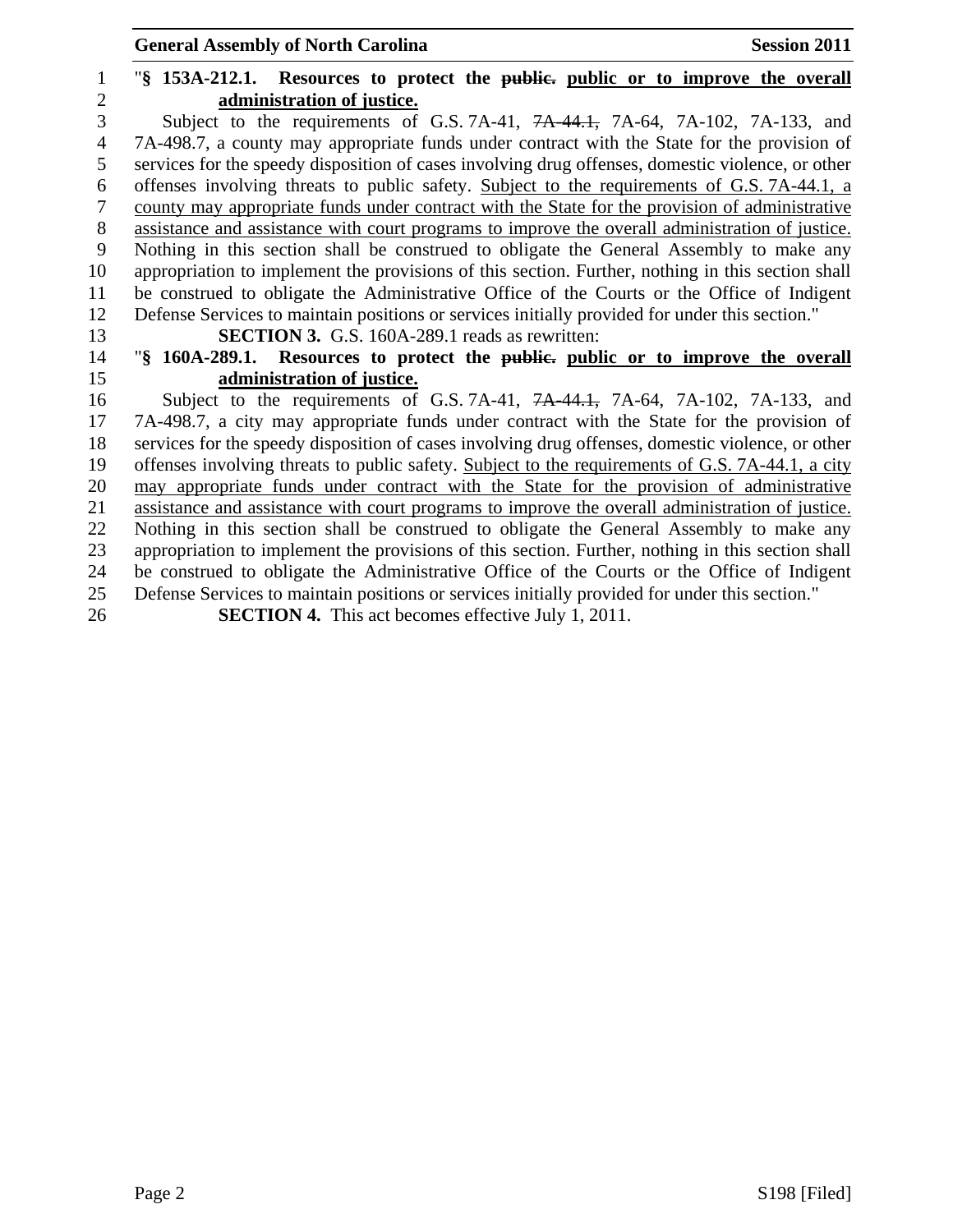"**§ 153A-212.1. Resources to protect the ~~public.~~ <u>public or to improve the overall administration of justice.</u>**

Subject to the requirements of G.S. 7A-41, ~~7A-44.1,~~ 7A-64, 7A-102, 7A-133, and 7A-498.7, a county may appropriate funds under contract with the State for the provision of services for the speedy disposition of cases involving drug offenses, domestic violence, or other offenses involving threats to public safety. <u>Subject to the requirements of G.S. 7A-44.1, a county may appropriate funds under contract with the State for the provision of administrative assistance and assistance with court programs to improve the overall administration of justice.</u> Nothing in this section shall be construed to obligate the General Assembly to make any appropriation to implement the provisions of this section. Further, nothing in this section shall be construed to obligate the Administrative Office of the Courts or the Office of Indigent Defense Services to maintain positions or services initially provided for under this section."

**SECTION 3.** G.S. 160A-289.1 reads as rewritten:

"**§ 160A-289.1. Resources to protect the ~~public.~~ <u>public or to improve the overall administration of justice.</u>**

Subject to the requirements of G.S. 7A-41, ~~7A-44.1,~~ 7A-64, 7A-102, 7A-133, and 7A-498.7, a city may appropriate funds under contract with the State for the provision of services for the speedy disposition of cases involving drug offenses, domestic violence, or other offenses involving threats to public safety. <u>Subject to the requirements of G.S. 7A-44.1, a city may appropriate funds under contract with the State for the provision of administrative assistance and assistance with court programs to improve the overall administration of justice.</u> Nothing in this section shall be construed to obligate the General Assembly to make any appropriation to implement the provisions of this section. Further, nothing in this section shall be construed to obligate the Administrative Office of the Courts or the Office of Indigent Defense Services to maintain positions or services initially provided for under this section."

**SECTION 4.** This act becomes effective July 1, 2011.